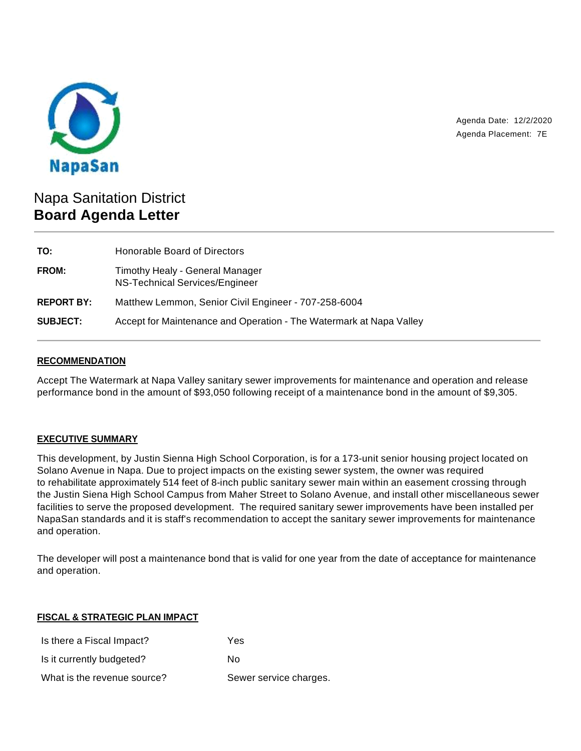NapaSan

Agenda Date: 12/2/2020
Agenda Placement: 7E

# Napa Sanitation District
# **Board Agenda Letter**

| | |
|---|---|
| **TO:** | Honorable Board of Directors |
| **FROM:** | Timothy Healy - General Manager<br>NS-Technical Services/Engineer |
| **REPORT BY:** | Matthew Lemmon, Senior Civil Engineer - 707-258-6004 |
| **SUBJECT:** | Accept for Maintenance and Operation - The Watermark at Napa Valley |

## RECOMMENDATION

Accept The Watermark at Napa Valley sanitary sewer improvements for maintenance and operation and release performance bond in the amount of $93,050 following receipt of a maintenance bond in the amount of $9,305.

## EXECUTIVE SUMMARY

This development, by Justin Sienna High School Corporation, is for a 173-unit senior housing project located on Solano Avenue in Napa. Due to project impacts on the existing sewer system, the owner was required to rehabilitate approximately 514 feet of 8-inch public sanitary sewer main within an easement crossing through the Justin Siena High School Campus from Maher Street to Solano Avenue, and install other miscellaneous sewer facilities to serve the proposed development. The required sanitary sewer improvements have been installed per NapaSan standards and it is staff's recommendation to accept the sanitary sewer improvements for maintenance and operation.

The developer will post a maintenance bond that is valid for one year from the date of acceptance for maintenance and operation.

## FISCAL & STRATEGIC PLAN IMPACT

| | |
|---|---|
| Is there a Fiscal Impact? | Yes |
| Is it currently budgeted? | No |
| What is the revenue source? | Sewer service charges. |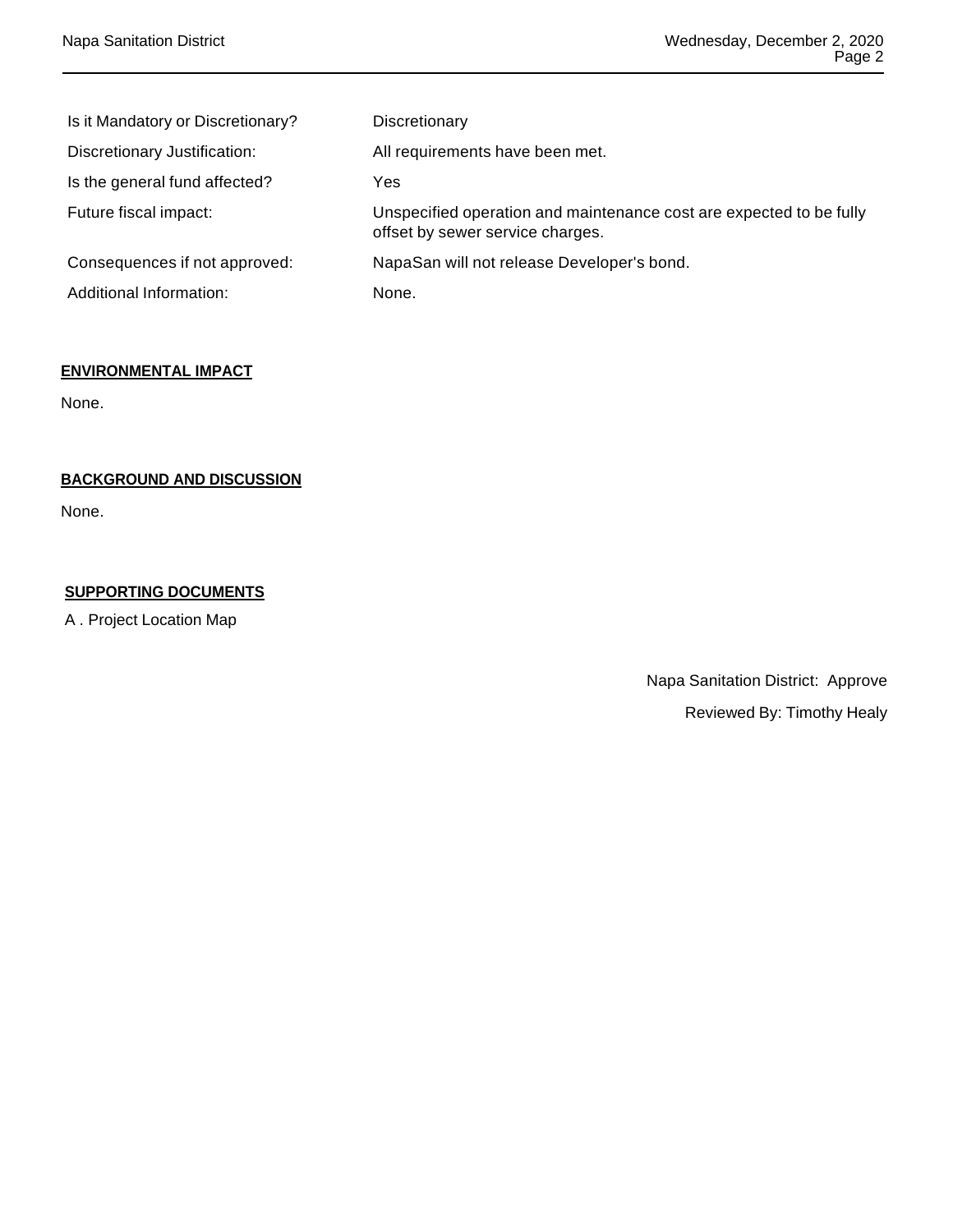| | |
|---|---|
| Is it Mandatory or Discretionary? | Discretionary |
| Discretionary Justification: | All requirements have been met. |
| Is the general fund affected? | Yes |
| Future fiscal impact: | Unspecified operation and maintenance cost are expected to be fully offset by sewer service charges. |
| Consequences if not approved: | NapaSan will not release Developer's bond. |
| Additional Information: | None. |

**ENVIRONMENTAL IMPACT**

None.

**BACKGROUND AND DISCUSSION**

None.

**SUPPORTING DOCUMENTS**

A . Project Location Map

Napa Sanitation District: Approve

Reviewed By: Timothy Healy